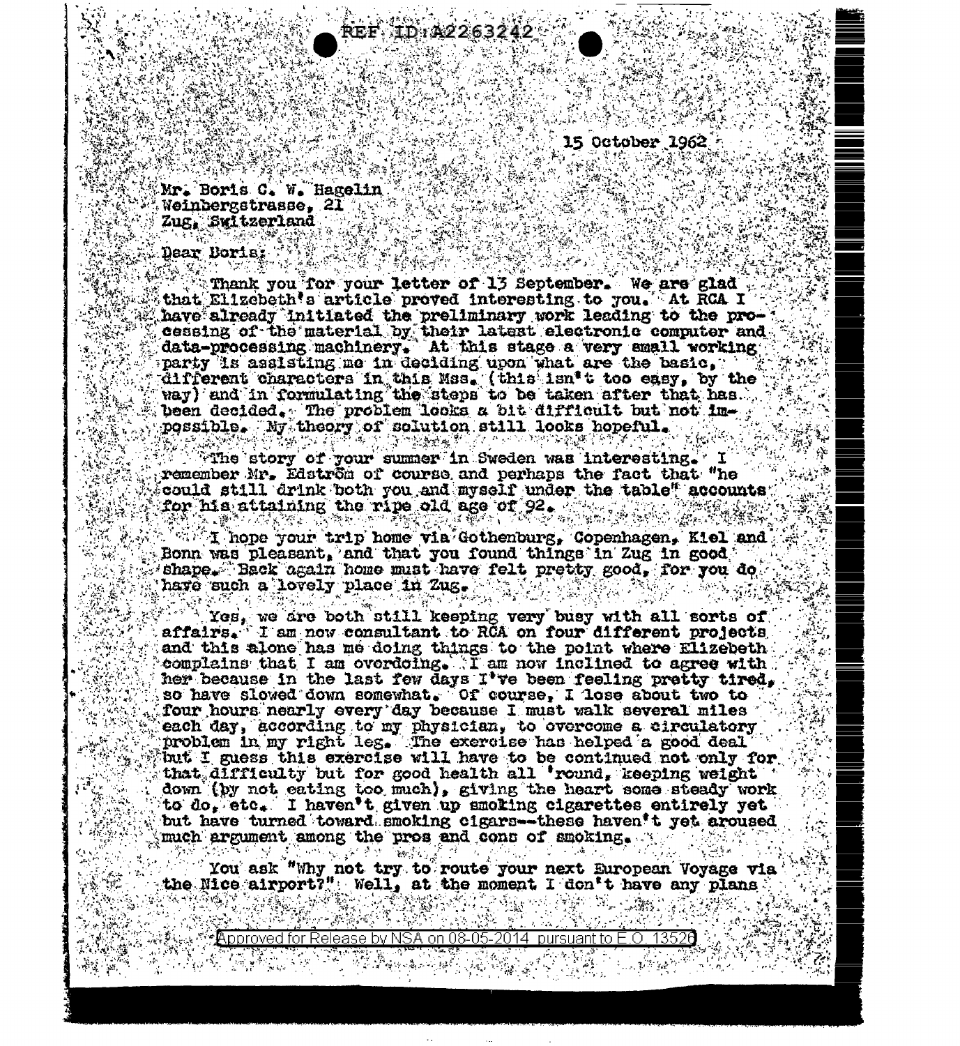REF ID:A2263242

15 October 1962

Mr. Boris C. W. Hagelin
Weinbergstrasse, 21
Zug, Switzerland

Dear Boris:

Thank you for your letter of 13 September. We are glad that Elizebeth's article proved interesting to you. At RCA I have already initiated the preliminary work leading to the processing of the material by their latest electronic computer and data-processing machinery. At this stage a very small working party is assisting me in deciding upon what are the basic, different characters in this Mss. (this isn't too easy, by the way) and in formulating the steps to be taken after that has been decided. The problem looks a bit difficult but not impossible. My theory of solution still looks hopeful.

The story of your summer in Sweden was interesting. I remember Mr. Edström of course and perhaps the fact that "he could still drink both you and myself under the table" accounts for his attaining the ripe old age of 92.

I hope your trip home via Gothenburg, Copenhagen, Kiel and Bonn was pleasant, and that you found things in Zug in good shape. Back again home must have felt pretty good, for you do have such a lovely place in Zug.

Yes, we are both still keeping very busy with all sorts of affairs. I am now consultant to RCA on four different projects and this alone has me doing things to the point where Elizebeth complains that I am overdoing. I am now inclined to agree with her because in the last few days I've been feeling pretty tired, so have slowed down somewhat. Of course, I lose about two to four hours nearly every day because I must walk several miles each day, according to my physician, to overcome a circulatory problem in my right leg. The exercise has helped a good deal but I guess this exercise will have to be continued not only for that difficulty but for good health all 'round, keeping weight down (by not eating too much), giving the heart some steady work to do, etc. I haven't given up smoking cigarettes entirely yet but have turned toward smoking cigars--these haven't yet aroused much argument among the pros and cons of smoking.

You ask "Why not try to route your next European Voyage via the Nice airport?" Well, at the moment I don't have any plans

Approved for Release by NSA on 08-05-2014 pursuant to E.O. 13526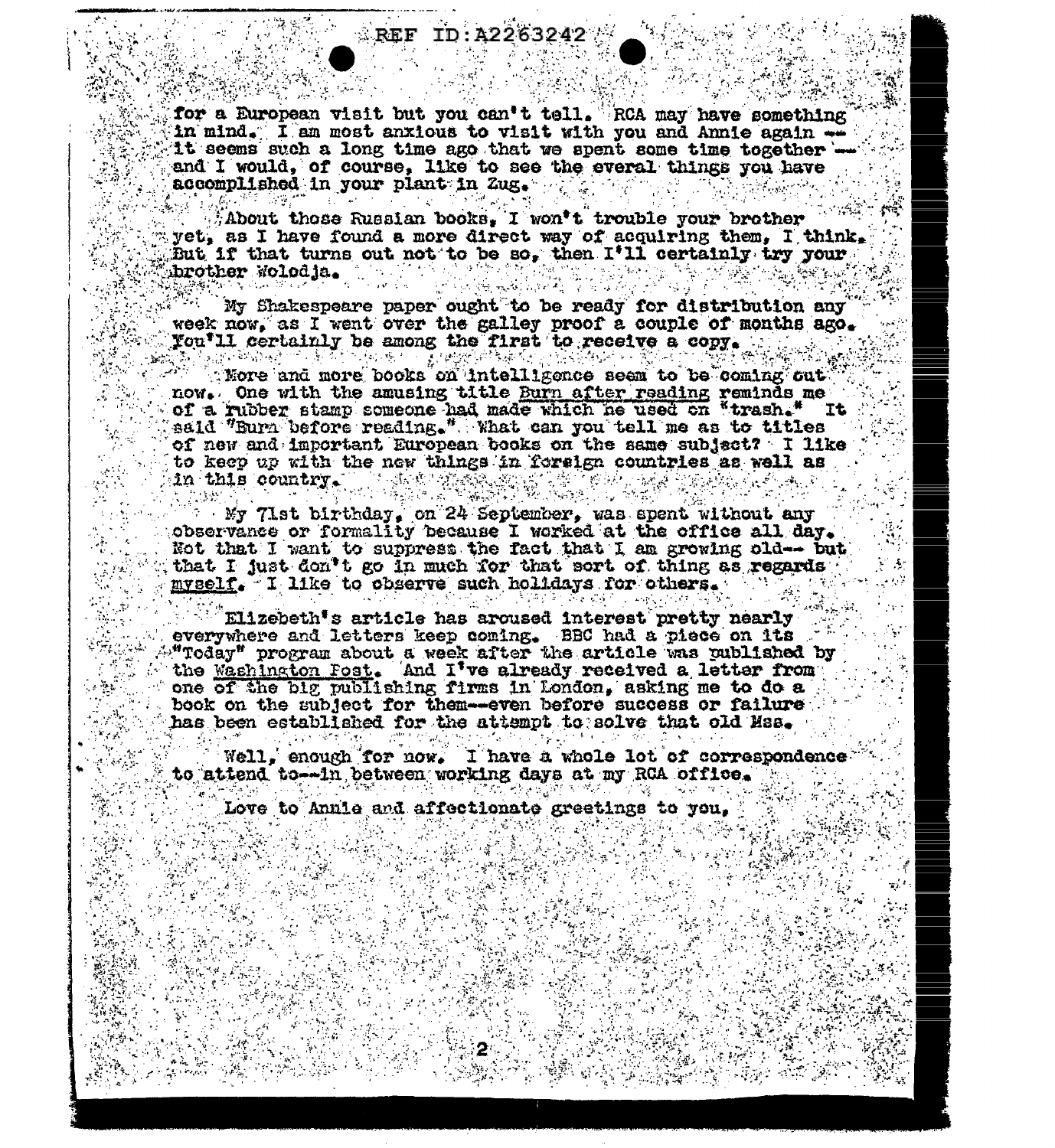for a European visit but you can't tell. RCA may have something in mind. I am most anxious to visit with you and Annie again -- it seems such a long time ago that we spent some time together -- and I would, of course, like to see the everal things you have accomplished in your plant in Zug.

About those Russian books, I won't trouble your brother yet, as I have found a more direct way of acquiring them, I think. But if that turns out not to be so, then I'll certainly try your brother Wolodja.

My Shakespeare paper ought to be ready for distribution any week now, as I went over the galley proof a couple of months ago. You'll certainly be among the first to receive a copy.

More and more books on intelligence seem to be coming out now. One with the amusing title Burn after reading reminds me of a rubber stamp someone had made which he used on "trash." It said "Burn before reading." What can you tell me as to titles of new and important European books on the same subject? I like to keep up with the new things in foreign countries as well as in this country.

My 71st birthday, on 24 September, was spent without any observance or formality because I worked at the office all day. Not that I want to suppress the fact that I am growing old-- but that I just don't go in much for that sort of thing as regards myself. I like to observe such holidays for others.

Elizebeth's article has aroused interest pretty nearly everywhere and letters keep coming. BBC had a piece on its "Today" program about a week after the article was published by the Washington Post. And I've already received a letter from one of the big publishing firms in London, asking me to do a book on the subject for them--even before success or failure has been established for the attempt to solve that old Mss.

Well, enough for now. I have a whole lot of correspondence to attend to--in between working days at my RCA office.

Love to Annie and affectionate greetings to you,